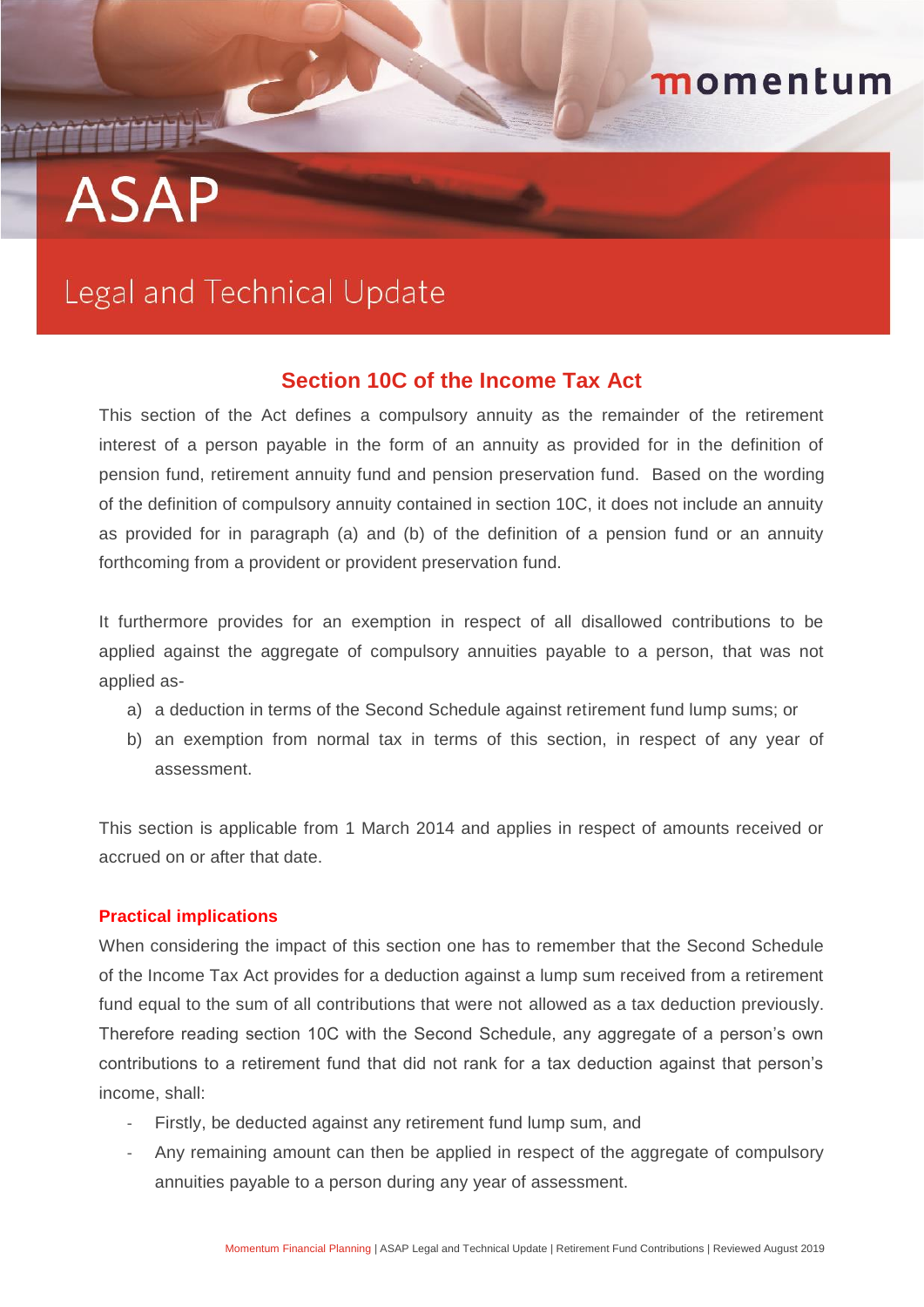# ASAP

## Legal and Technical Update

### Section 10C of the Income Tax Act

This section of the Act defines a compulsory annuity as the remainder of the retirement interest of a person payable in the form of an annuity as provided for in the definition of pension fund, retirement annuity fund and pension preservation fund. Based on the wording of the definition of compulsory annuity contained in section 10C, it does not include an annuity as provided for in paragraph (a) and (b) of the definition of a pension fund or an annuity forthcoming from a provident or provident preservation fund.

It furthermore provides for an exemption in respect of all disallowed contributions to be applied against the aggregate of compulsory annuities payable to a person, that was not applied as-

a) a deduction in terms of the Second Schedule against retirement fund lump sums; or
b) an exemption from normal tax in terms of this section, in respect of any year of assessment.

This section is applicable from 1 March 2014 and applies in respect of amounts received or accrued on or after that date.

#### Practical implications

When considering the impact of this section one has to remember that the Second Schedule of the Income Tax Act provides for a deduction against a lump sum received from a retirement fund equal to the sum of all contributions that were not allowed as a tax deduction previously. Therefore reading section 10C with the Second Schedule, any aggregate of a person's own contributions to a retirement fund that did not rank for a tax deduction against that person's income, shall:

- Firstly, be deducted against any retirement fund lump sum, and
- Any remaining amount can then be applied in respect of the aggregate of compulsory annuities payable to a person during any year of assessment.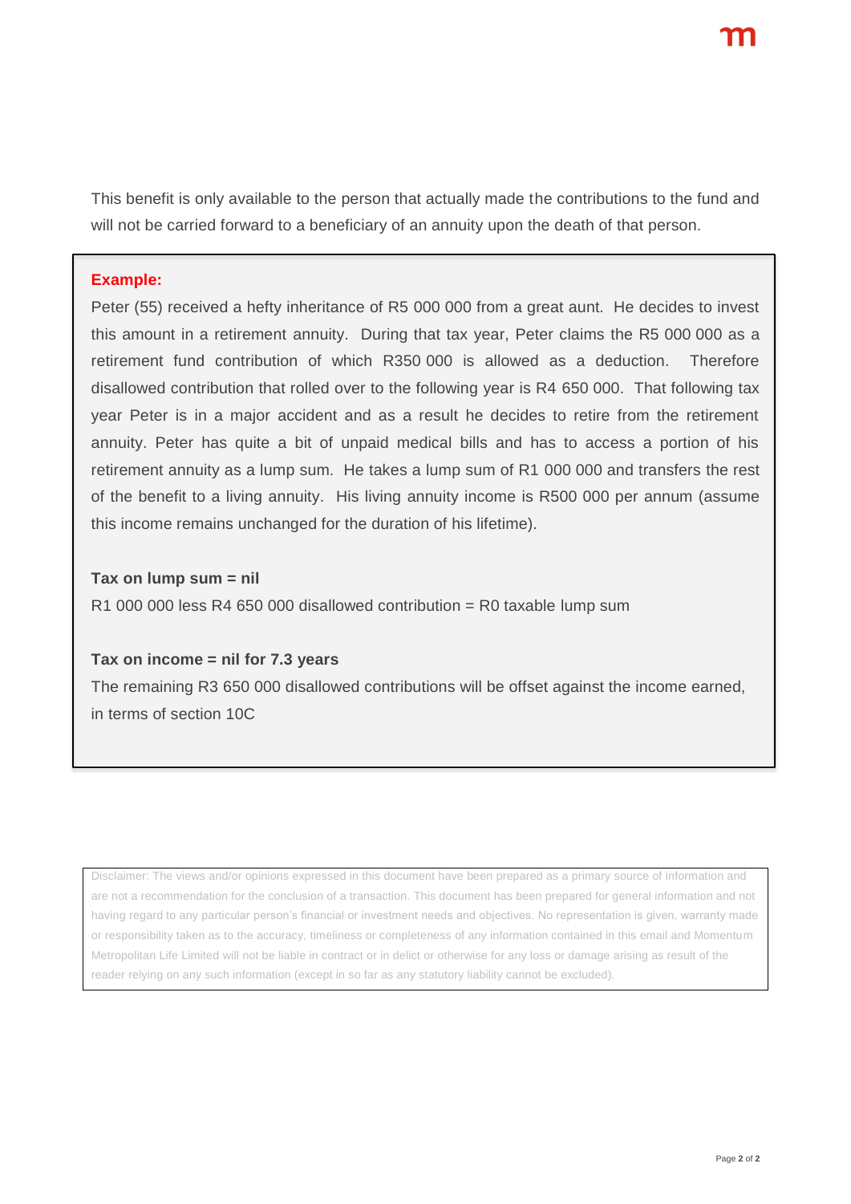This benefit is only available to the person that actually made the contributions to the fund and will not be carried forward to a beneficiary of an annuity upon the death of that person.

**Example:**

Peter (55) received a hefty inheritance of R5 000 000 from a great aunt. He decides to invest this amount in a retirement annuity. During that tax year, Peter claims the R5 000 000 as a retirement fund contribution of which R350 000 is allowed as a deduction. Therefore disallowed contribution that rolled over to the following year is R4 650 000. That following tax year Peter is in a major accident and as a result he decides to retire from the retirement annuity. Peter has quite a bit of unpaid medical bills and has to access a portion of his retirement annuity as a lump sum. He takes a lump sum of R1 000 000 and transfers the rest of the benefit to a living annuity. His living annuity income is R500 000 per annum (assume this income remains unchanged for the duration of his lifetime).

**Tax on lump sum = nil**

R1 000 000 less R4 650 000 disallowed contribution = R0 taxable lump sum

**Tax on income = nil for 7.3 years**

The remaining R3 650 000 disallowed contributions will be offset against the income earned, in terms of section 10C

Disclaimer: The views and/or opinions expressed in this document have been prepared as a primary source of information and are not a recommendation for the conclusion of a transaction. This document has been prepared for general information and not having regard to any particular person's financial or investment needs and objectives. No representation is given, warranty made or responsibility taken as to the accuracy, timeliness or completeness of any information contained in this email and Momentum Metropolitan Life Limited will not be liable in contract or in delict or otherwise for any loss or damage arising as result of the reader relying on any such information (except in so far as any statutory liability cannot be excluded).